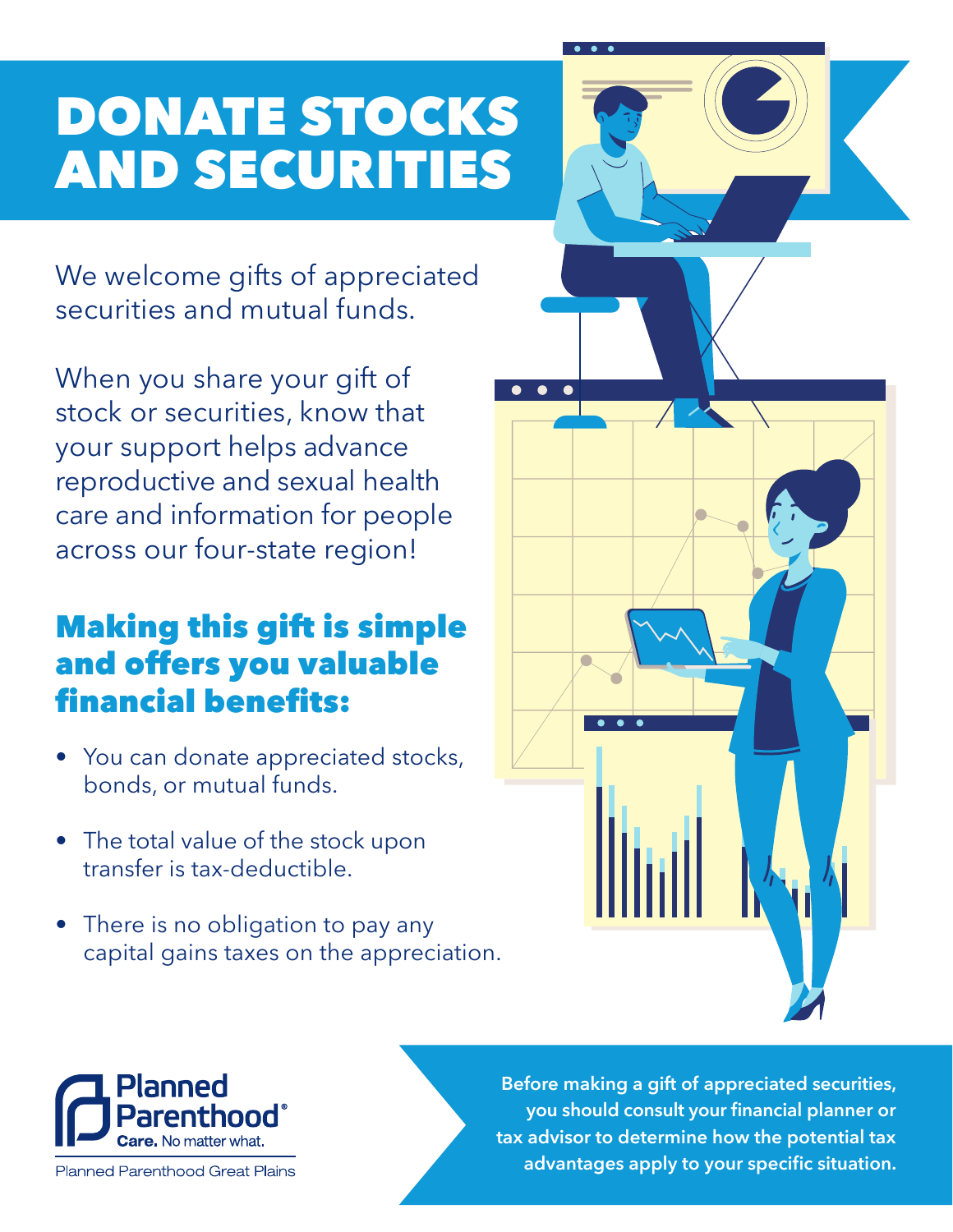# DONATE STOCKS AND SECURITIES

We welcome gifts of appreciated securities and mutual funds.

When you share your gift of stock or securities, know that your support helps advance reproductive and sexual health care and information for people across our four-state region!

## Making this gift is simple and offers you valuable financial benefits:

- You can donate appreciated stocks, bonds, or mutual funds.
- The total value of the stock upon transfer is tax-deductible.
- There is no obligation to pay any capital gains taxes on the appreciation.

Planned Parenthood®
Care. No matter what.

Planned Parenthood Great Plains

**Before making a gift of appreciated securities, you should consult your financial planner or tax advisor to determine how the potential tax advantages apply to your specific situation.**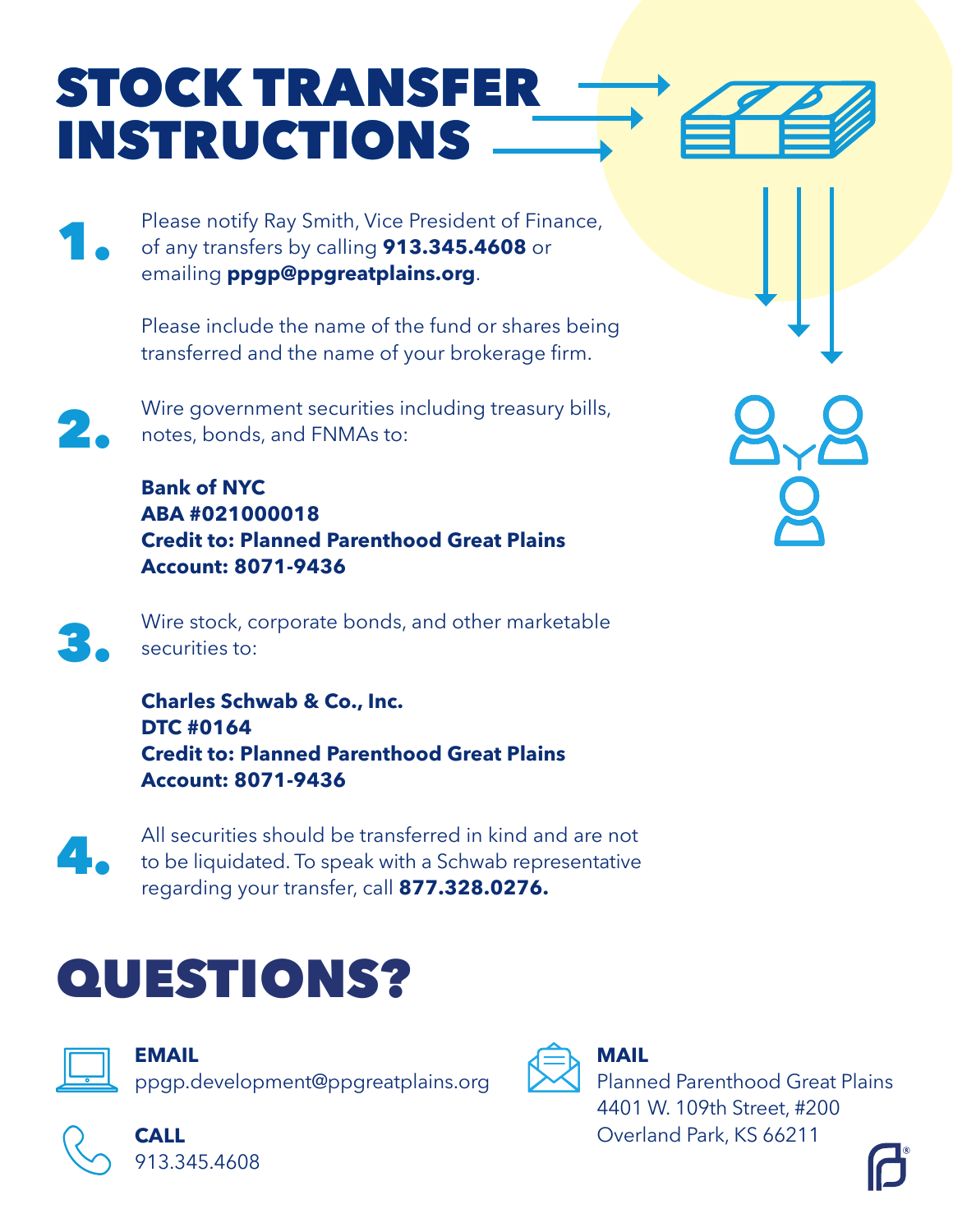# STOCK TRANSFER INSTRUCTIONS

1. Please notify Ray Smith, Vice President of Finance, of any transfers by calling **913.345.4608** or emailing **ppgp@ppgreatplains.org**.

   Please include the name of the fund or shares being transferred and the name of your brokerage firm.

2. Wire government securities including treasury bills, notes, bonds, and FNMAs to:

   **Bank of NYC**
   **ABA #021000018**
   **Credit to: Planned Parenthood Great Plains**
   **Account: 8071-9436**

3. Wire stock, corporate bonds, and other marketable securities to:

   **Charles Schwab & Co., Inc.**
   **DTC #0164**
   **Credit to: Planned Parenthood Great Plains**
   **Account: 8071-9436**

4. All securities should be transferred in kind and are not to be liquidated. To speak with a Schwab representative regarding your transfer, call **877.328.0276.**

# QUESTIONS?

**EMAIL**
ppgp.development@ppgreatplains.org

**CALL**
913.345.4608

**MAIL**
Planned Parenthood Great Plains
4401 W. 109th Street, #200
Overland Park, KS 66211